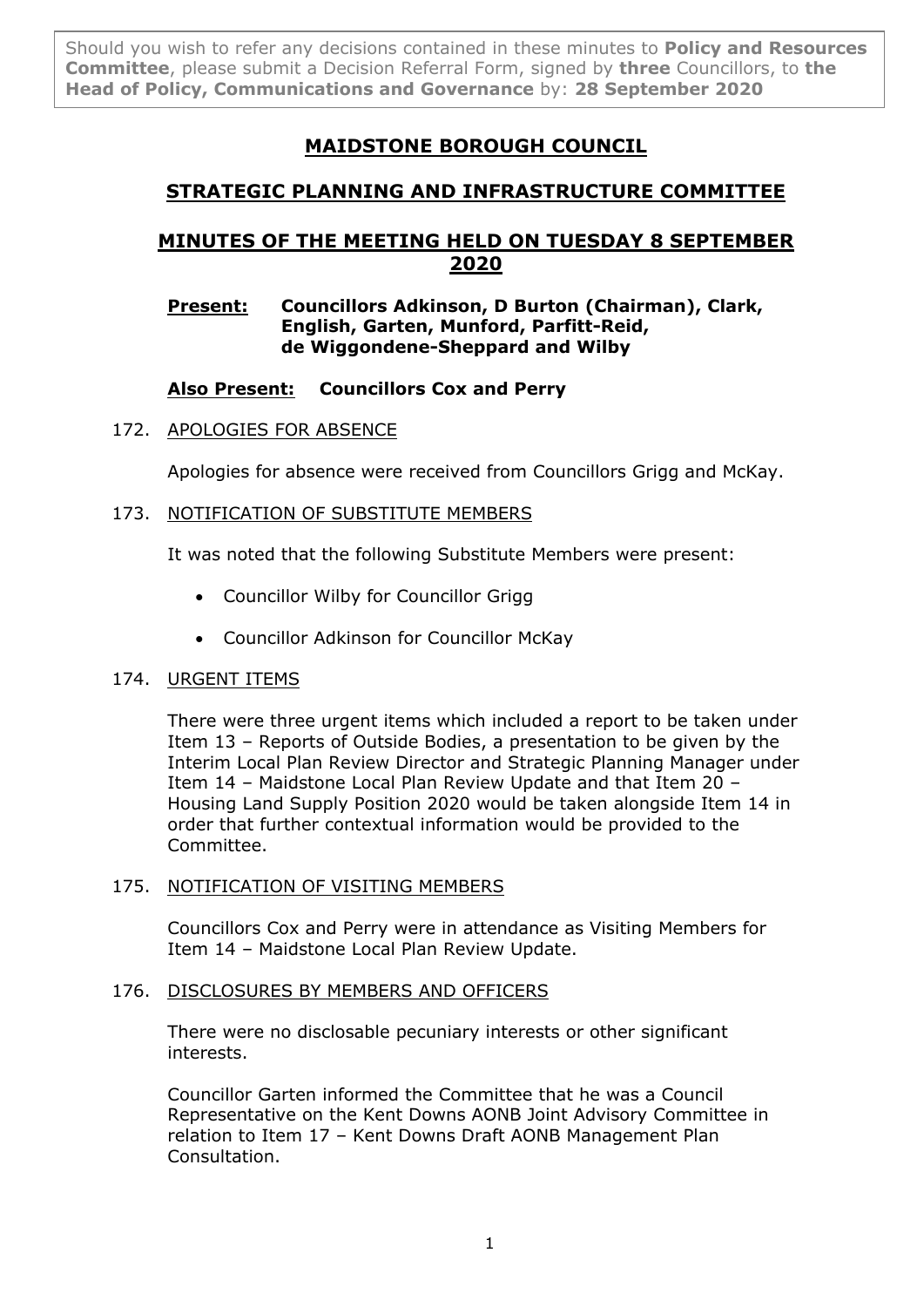Should you wish to refer any decisions contained in these minutes to **Policy and Resources Committee**, please submit a Decision Referral Form, signed by **three** Councillors, to **the Head of Policy, Communications and Governance** by: **28 September 2020**

# MAIDSTONE BOROUGH COUNCIL

## STRATEGIC PLANNING AND INFRASTRUCTURE COMMITTEE

## MINUTES OF THE MEETING HELD ON TUESDAY 8 SEPTEMBER 2020

**Present:** **Councillors Adkinson, D Burton (Chairman), Clark, English, Garten, Munford, Parfitt-Reid, de Wiggondene-Sheppard and Wilby**

**Also Present:** **Councillors Cox and Perry**

172. APOLOGIES FOR ABSENCE

Apologies for absence were received from Councillors Grigg and McKay.

173. NOTIFICATION OF SUBSTITUTE MEMBERS

It was noted that the following Substitute Members were present:

- Councillor Wilby for Councillor Grigg
- Councillor Adkinson for Councillor McKay

174. URGENT ITEMS

There were three urgent items which included a report to be taken under Item 13 – Reports of Outside Bodies, a presentation to be given by the Interim Local Plan Review Director and Strategic Planning Manager under Item 14 – Maidstone Local Plan Review Update and that Item 20 – Housing Land Supply Position 2020 would be taken alongside Item 14 in order that further contextual information would be provided to the Committee.

175. NOTIFICATION OF VISITING MEMBERS

Councillors Cox and Perry were in attendance as Visiting Members for Item 14 – Maidstone Local Plan Review Update.

176. DISCLOSURES BY MEMBERS AND OFFICERS

There were no disclosable pecuniary interests or other significant interests.

Councillor Garten informed the Committee that he was a Council Representative on the Kent Downs AONB Joint Advisory Committee in relation to Item 17 – Kent Downs Draft AONB Management Plan Consultation.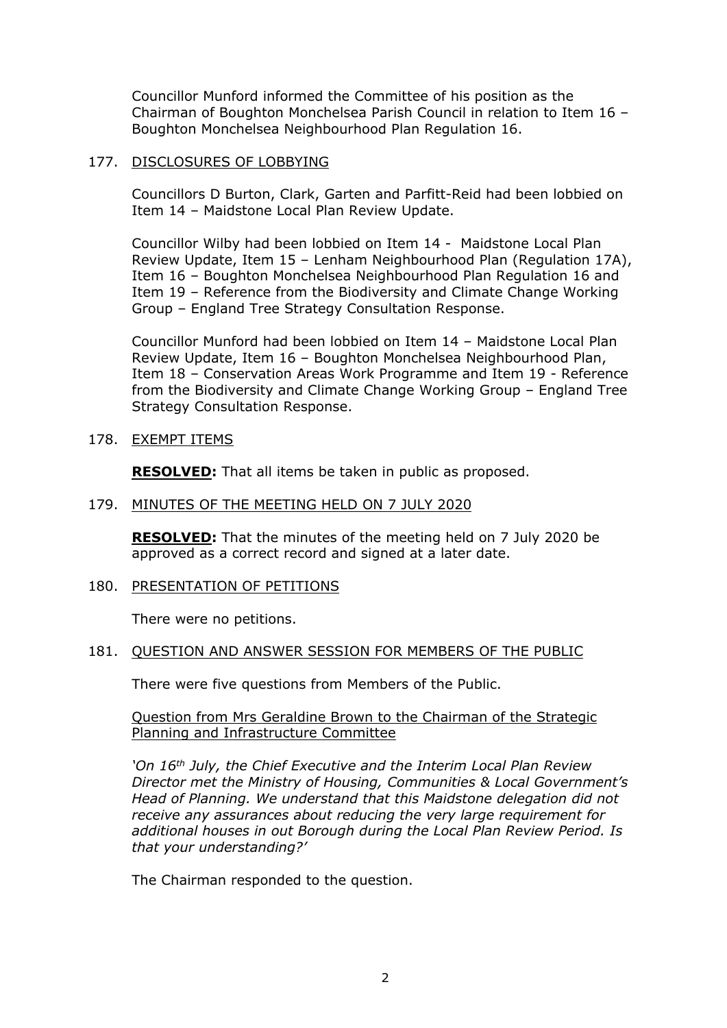Councillor Munford informed the Committee of his position as the Chairman of Boughton Monchelsea Parish Council in relation to Item 16 – Boughton Monchelsea Neighbourhood Plan Regulation 16.

## 177. DISCLOSURES OF LOBBYING

Councillors D Burton, Clark, Garten and Parfitt-Reid had been lobbied on Item 14 – Maidstone Local Plan Review Update.

Councillor Wilby had been lobbied on Item 14 - Maidstone Local Plan Review Update, Item 15 – Lenham Neighbourhood Plan (Regulation 17A), Item 16 – Boughton Monchelsea Neighbourhood Plan Regulation 16 and Item 19 – Reference from the Biodiversity and Climate Change Working Group – England Tree Strategy Consultation Response.

Councillor Munford had been lobbied on Item 14 – Maidstone Local Plan Review Update, Item 16 – Boughton Monchelsea Neighbourhood Plan, Item 18 – Conservation Areas Work Programme and Item 19 - Reference from the Biodiversity and Climate Change Working Group – England Tree Strategy Consultation Response.

## 178. EXEMPT ITEMS

**RESOLVED:** That all items be taken in public as proposed.

## 179. MINUTES OF THE MEETING HELD ON 7 JULY 2020

**RESOLVED:** That the minutes of the meeting held on 7 July 2020 be approved as a correct record and signed at a later date.

## 180. PRESENTATION OF PETITIONS

There were no petitions.

## 181. QUESTION AND ANSWER SESSION FOR MEMBERS OF THE PUBLIC

There were five questions from Members of the Public.

Question from Mrs Geraldine Brown to the Chairman of the Strategic Planning and Infrastructure Committee

*'On 16th July, the Chief Executive and the Interim Local Plan Review Director met the Ministry of Housing, Communities & Local Government's Head of Planning. We understand that this Maidstone delegation did not receive any assurances about reducing the very large requirement for additional houses in out Borough during the Local Plan Review Period. Is that your understanding?'*

The Chairman responded to the question.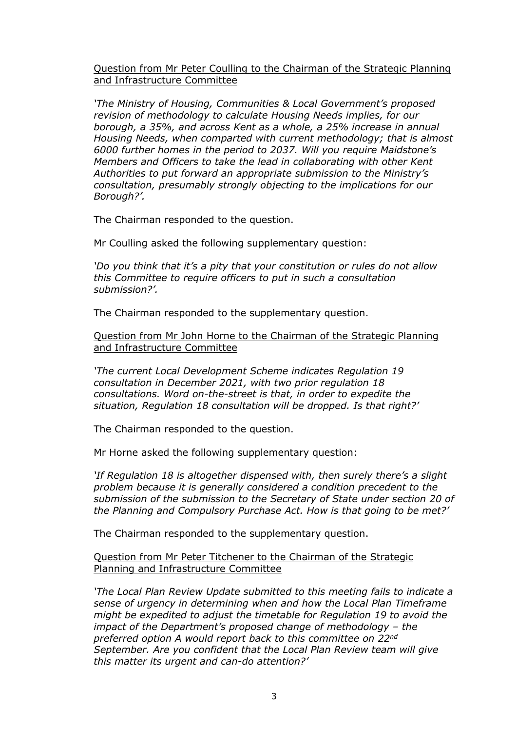Question from Mr Peter Coulling to the Chairman of the Strategic Planning and Infrastructure Committee

*'The Ministry of Housing, Communities & Local Government's proposed revision of methodology to calculate Housing Needs implies, for our borough, a 35%, and across Kent as a whole, a 25% increase in annual Housing Needs, when comparted with current methodology; that is almost 6000 further homes in the period to 2037. Will you require Maidstone's Members and Officers to take the lead in collaborating with other Kent Authorities to put forward an appropriate submission to the Ministry's consultation, presumably strongly objecting to the implications for our Borough?'.*

The Chairman responded to the question.

Mr Coulling asked the following supplementary question:

*'Do you think that it's a pity that your constitution or rules do not allow this Committee to require officers to put in such a consultation submission?'.*

The Chairman responded to the supplementary question.

Question from Mr John Horne to the Chairman of the Strategic Planning and Infrastructure Committee

*'The current Local Development Scheme indicates Regulation 19 consultation in December 2021, with two prior regulation 18 consultations. Word on-the-street is that, in order to expedite the situation, Regulation 18 consultation will be dropped. Is that right?'*

The Chairman responded to the question.

Mr Horne asked the following supplementary question:

*'If Regulation 18 is altogether dispensed with, then surely there's a slight problem because it is generally considered a condition precedent to the submission of the submission to the Secretary of State under section 20 of the Planning and Compulsory Purchase Act. How is that going to be met?'*

The Chairman responded to the supplementary question.

Question from Mr Peter Titchener to the Chairman of the Strategic Planning and Infrastructure Committee

*'The Local Plan Review Update submitted to this meeting fails to indicate a sense of urgency in determining when and how the Local Plan Timeframe might be expedited to adjust the timetable for Regulation 19 to avoid the impact of the Department's proposed change of methodology – the preferred option A would report back to this committee on 22nd September. Are you confident that the Local Plan Review team will give this matter its urgent and can-do attention?'*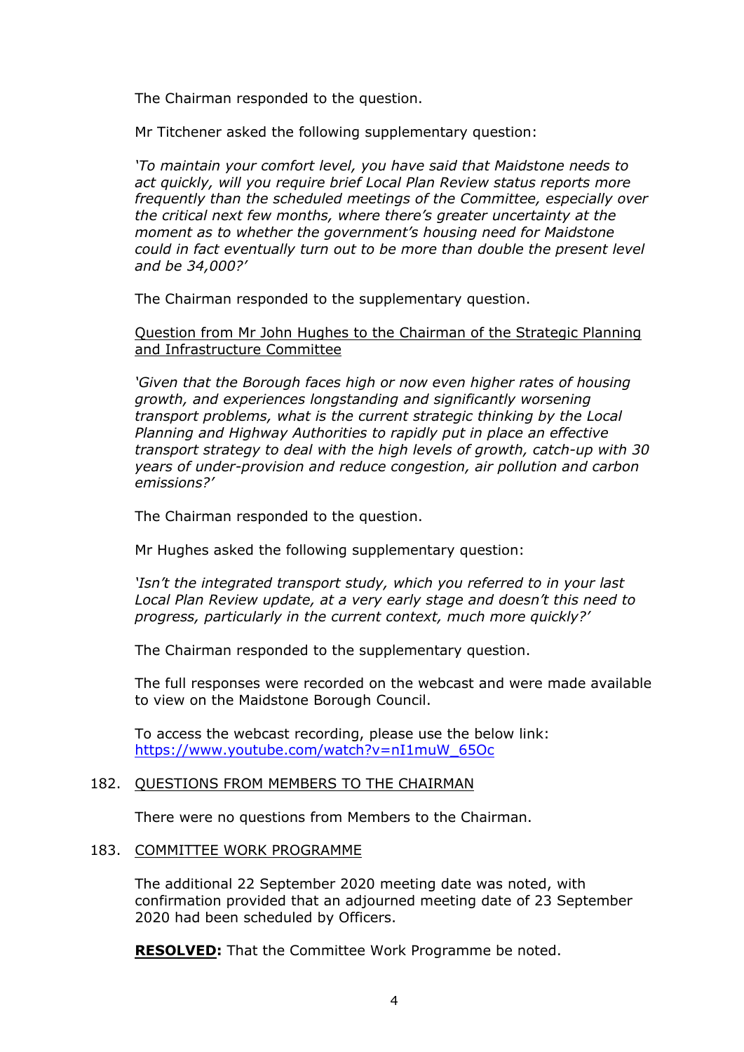The Chairman responded to the question.

Mr Titchener asked the following supplementary question:

*'To maintain your comfort level, you have said that Maidstone needs to act quickly, will you require brief Local Plan Review status reports more frequently than the scheduled meetings of the Committee, especially over the critical next few months, where there's greater uncertainty at the moment as to whether the government's housing need for Maidstone could in fact eventually turn out to be more than double the present level and be 34,000?'*

The Chairman responded to the supplementary question.

Question from Mr John Hughes to the Chairman of the Strategic Planning and Infrastructure Committee

*'Given that the Borough faces high or now even higher rates of housing growth, and experiences longstanding and significantly worsening transport problems, what is the current strategic thinking by the Local Planning and Highway Authorities to rapidly put in place an effective transport strategy to deal with the high levels of growth, catch-up with 30 years of under-provision and reduce congestion, air pollution and carbon emissions?'*

The Chairman responded to the question.

Mr Hughes asked the following supplementary question:

*'Isn't the integrated transport study, which you referred to in your last Local Plan Review update, at a very early stage and doesn't this need to progress, particularly in the current context, much more quickly?'*

The Chairman responded to the supplementary question.

The full responses were recorded on the webcast and were made available to view on the Maidstone Borough Council.

To access the webcast recording, please use the below link: [https://www.youtube.com/watch?v=nI1muW_65Oc](https://www.youtube.com/watch?v=nI1muW_65Oc)

182. QUESTIONS FROM MEMBERS TO THE CHAIRMAN

There were no questions from Members to the Chairman.

183. COMMITTEE WORK PROGRAMME

The additional 22 September 2020 meeting date was noted, with confirmation provided that an adjourned meeting date of 23 September 2020 had been scheduled by Officers.

**RESOLVED:** That the Committee Work Programme be noted.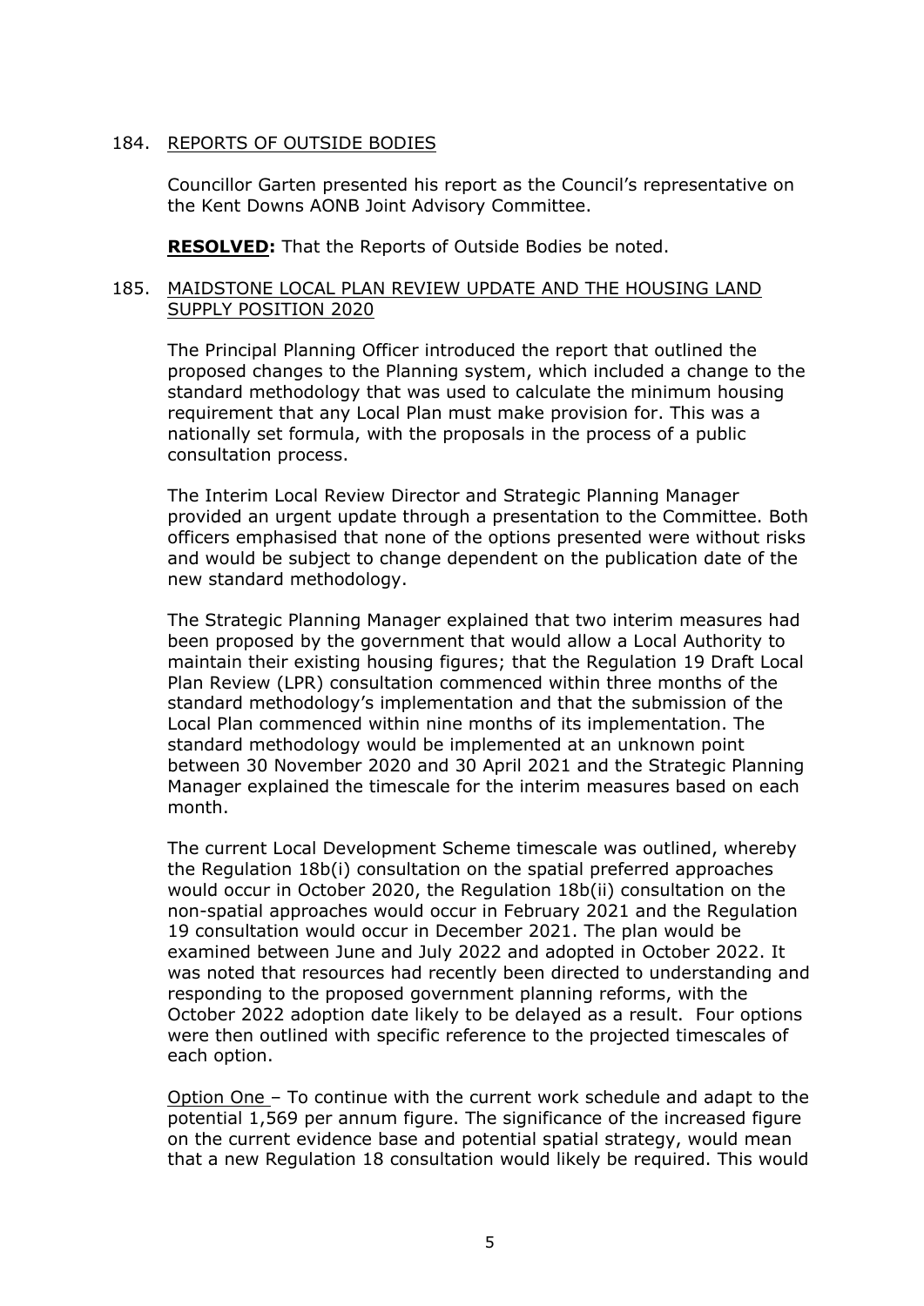184. <u>REPORTS OF OUTSIDE BODIES</u>

Councillor Garten presented his report as the Council's representative on the Kent Downs AONB Joint Advisory Committee.

**RESOLVED:** That the Reports of Outside Bodies be noted.

185. <u>MAIDSTONE LOCAL PLAN REVIEW UPDATE AND THE HOUSING LAND SUPPLY POSITION 2020</u>

The Principal Planning Officer introduced the report that outlined the proposed changes to the Planning system, which included a change to the standard methodology that was used to calculate the minimum housing requirement that any Local Plan must make provision for. This was a nationally set formula, with the proposals in the process of a public consultation process.

The Interim Local Review Director and Strategic Planning Manager provided an urgent update through a presentation to the Committee. Both officers emphasised that none of the options presented were without risks and would be subject to change dependent on the publication date of the new standard methodology.

The Strategic Planning Manager explained that two interim measures had been proposed by the government that would allow a Local Authority to maintain their existing housing figures; that the Regulation 19 Draft Local Plan Review (LPR) consultation commenced within three months of the standard methodology's implementation and that the submission of the Local Plan commenced within nine months of its implementation. The standard methodology would be implemented at an unknown point between 30 November 2020 and 30 April 2021 and the Strategic Planning Manager explained the timescale for the interim measures based on each month.

The current Local Development Scheme timescale was outlined, whereby the Regulation 18b(i) consultation on the spatial preferred approaches would occur in October 2020, the Regulation 18b(ii) consultation on the non-spatial approaches would occur in February 2021 and the Regulation 19 consultation would occur in December 2021. The plan would be examined between June and July 2022 and adopted in October 2022. It was noted that resources had recently been directed to understanding and responding to the proposed government planning reforms, with the October 2022 adoption date likely to be delayed as a result. Four options were then outlined with specific reference to the projected timescales of each option.

<u>Option One</u> – To continue with the current work schedule and adapt to the potential 1,569 per annum figure. The significance of the increased figure on the current evidence base and potential spatial strategy, would mean that a new Regulation 18 consultation would likely be required. This would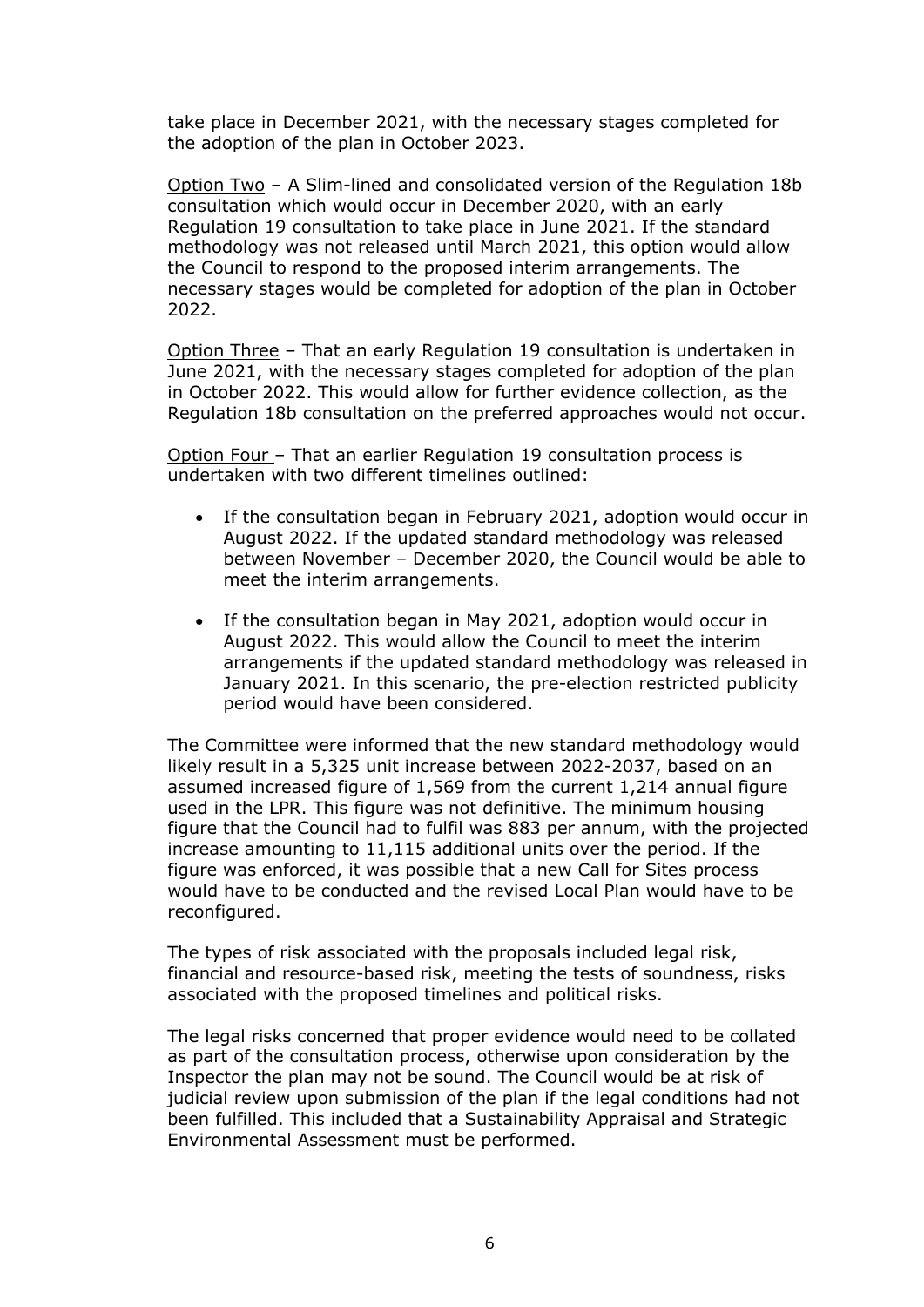take place in December 2021, with the necessary stages completed for the adoption of the plan in October 2023.

Option Two – A Slim-lined and consolidated version of the Regulation 18b consultation which would occur in December 2020, with an early Regulation 19 consultation to take place in June 2021. If the standard methodology was not released until March 2021, this option would allow the Council to respond to the proposed interim arrangements. The necessary stages would be completed for adoption of the plan in October 2022.

Option Three – That an early Regulation 19 consultation is undertaken in June 2021, with the necessary stages completed for adoption of the plan in October 2022. This would allow for further evidence collection, as the Regulation 18b consultation on the preferred approaches would not occur.

Option Four – That an earlier Regulation 19 consultation process is undertaken with two different timelines outlined:

- If the consultation began in February 2021, adoption would occur in August 2022. If the updated standard methodology was released between November – December 2020, the Council would be able to meet the interim arrangements.
- If the consultation began in May 2021, adoption would occur in August 2022. This would allow the Council to meet the interim arrangements if the updated standard methodology was released in January 2021. In this scenario, the pre-election restricted publicity period would have been considered.

The Committee were informed that the new standard methodology would likely result in a 5,325 unit increase between 2022-2037, based on an assumed increased figure of 1,569 from the current 1,214 annual figure used in the LPR. This figure was not definitive. The minimum housing figure that the Council had to fulfil was 883 per annum, with the projected increase amounting to 11,115 additional units over the period. If the figure was enforced, it was possible that a new Call for Sites process would have to be conducted and the revised Local Plan would have to be reconfigured.

The types of risk associated with the proposals included legal risk, financial and resource-based risk, meeting the tests of soundness, risks associated with the proposed timelines and political risks.

The legal risks concerned that proper evidence would need to be collated as part of the consultation process, otherwise upon consideration by the Inspector the plan may not be sound. The Council would be at risk of judicial review upon submission of the plan if the legal conditions had not been fulfilled. This included that a Sustainability Appraisal and Strategic Environmental Assessment must be performed.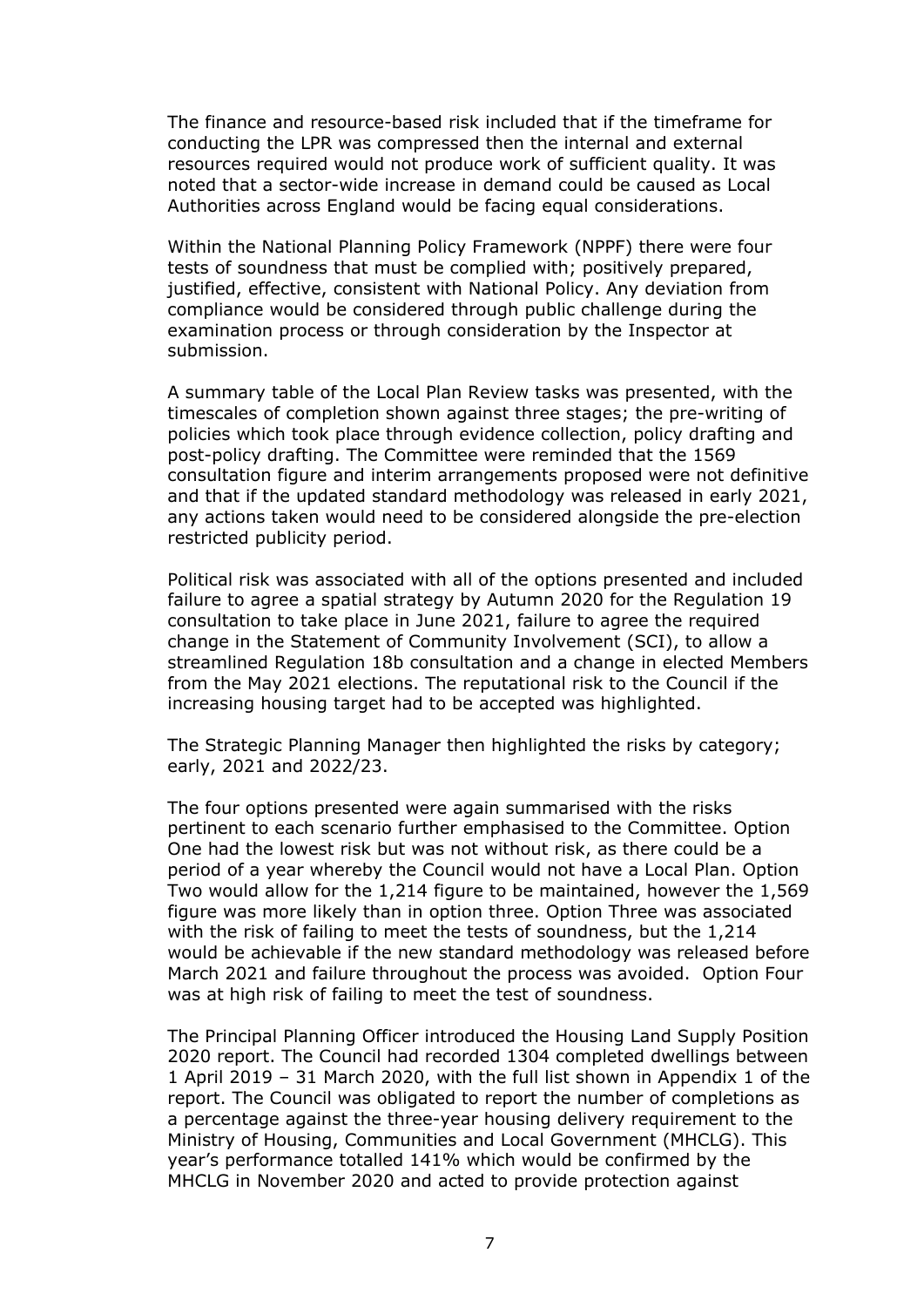The finance and resource-based risk included that if the timeframe for conducting the LPR was compressed then the internal and external resources required would not produce work of sufficient quality. It was noted that a sector-wide increase in demand could be caused as Local Authorities across England would be facing equal considerations.

Within the National Planning Policy Framework (NPPF) there were four tests of soundness that must be complied with; positively prepared, justified, effective, consistent with National Policy. Any deviation from compliance would be considered through public challenge during the examination process or through consideration by the Inspector at submission.

A summary table of the Local Plan Review tasks was presented, with the timescales of completion shown against three stages; the pre-writing of policies which took place through evidence collection, policy drafting and post-policy drafting. The Committee were reminded that the 1569 consultation figure and interim arrangements proposed were not definitive and that if the updated standard methodology was released in early 2021, any actions taken would need to be considered alongside the pre-election restricted publicity period.

Political risk was associated with all of the options presented and included failure to agree a spatial strategy by Autumn 2020 for the Regulation 19 consultation to take place in June 2021, failure to agree the required change in the Statement of Community Involvement (SCI), to allow a streamlined Regulation 18b consultation and a change in elected Members from the May 2021 elections. The reputational risk to the Council if the increasing housing target had to be accepted was highlighted.

The Strategic Planning Manager then highlighted the risks by category; early, 2021 and 2022/23.

The four options presented were again summarised with the risks pertinent to each scenario further emphasised to the Committee. Option One had the lowest risk but was not without risk, as there could be a period of a year whereby the Council would not have a Local Plan. Option Two would allow for the 1,214 figure to be maintained, however the 1,569 figure was more likely than in option three. Option Three was associated with the risk of failing to meet the tests of soundness, but the 1,214 would be achievable if the new standard methodology was released before March 2021 and failure throughout the process was avoided. Option Four was at high risk of failing to meet the test of soundness.

The Principal Planning Officer introduced the Housing Land Supply Position 2020 report. The Council had recorded 1304 completed dwellings between 1 April 2019 – 31 March 2020, with the full list shown in Appendix 1 of the report. The Council was obligated to report the number of completions as a percentage against the three-year housing delivery requirement to the Ministry of Housing, Communities and Local Government (MHCLG). This year's performance totalled 141% which would be confirmed by the MHCLG in November 2020 and acted to provide protection against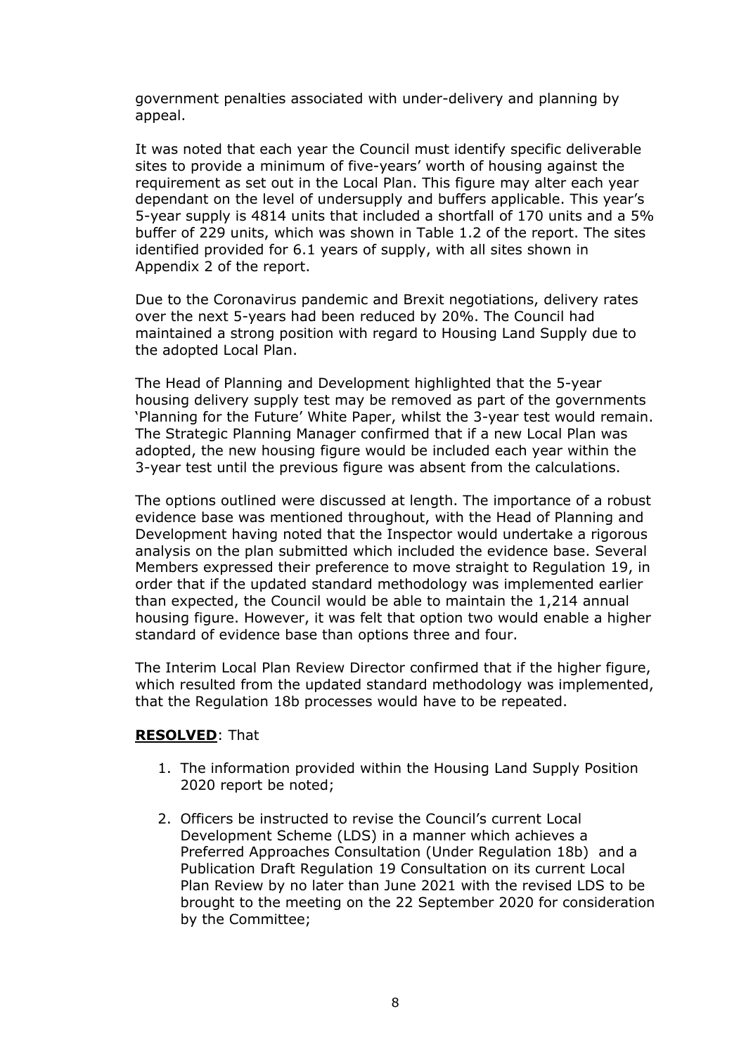government penalties associated with under-delivery and planning by appeal.

It was noted that each year the Council must identify specific deliverable sites to provide a minimum of five-years' worth of housing against the requirement as set out in the Local Plan. This figure may alter each year dependant on the level of undersupply and buffers applicable. This year's 5-year supply is 4814 units that included a shortfall of 170 units and a 5% buffer of 229 units, which was shown in Table 1.2 of the report. The sites identified provided for 6.1 years of supply, with all sites shown in Appendix 2 of the report.

Due to the Coronavirus pandemic and Brexit negotiations, delivery rates over the next 5-years had been reduced by 20%. The Council had maintained a strong position with regard to Housing Land Supply due to the adopted Local Plan.

The Head of Planning and Development highlighted that the 5-year housing delivery supply test may be removed as part of the governments 'Planning for the Future' White Paper, whilst the 3-year test would remain. The Strategic Planning Manager confirmed that if a new Local Plan was adopted, the new housing figure would be included each year within the 3-year test until the previous figure was absent from the calculations.

The options outlined were discussed at length. The importance of a robust evidence base was mentioned throughout, with the Head of Planning and Development having noted that the Inspector would undertake a rigorous analysis on the plan submitted which included the evidence base. Several Members expressed their preference to move straight to Regulation 19, in order that if the updated standard methodology was implemented earlier than expected, the Council would be able to maintain the 1,214 annual housing figure. However, it was felt that option two would enable a higher standard of evidence base than options three and four.

The Interim Local Plan Review Director confirmed that if the higher figure, which resulted from the updated standard methodology was implemented, that the Regulation 18b processes would have to be repeated.

**RESOLVED**: That

1. The information provided within the Housing Land Supply Position 2020 report be noted;

2. Officers be instructed to revise the Council's current Local Development Scheme (LDS) in a manner which achieves a Preferred Approaches Consultation (Under Regulation 18b) and a Publication Draft Regulation 19 Consultation on its current Local Plan Review by no later than June 2021 with the revised LDS to be brought to the meeting on the 22 September 2020 for consideration by the Committee;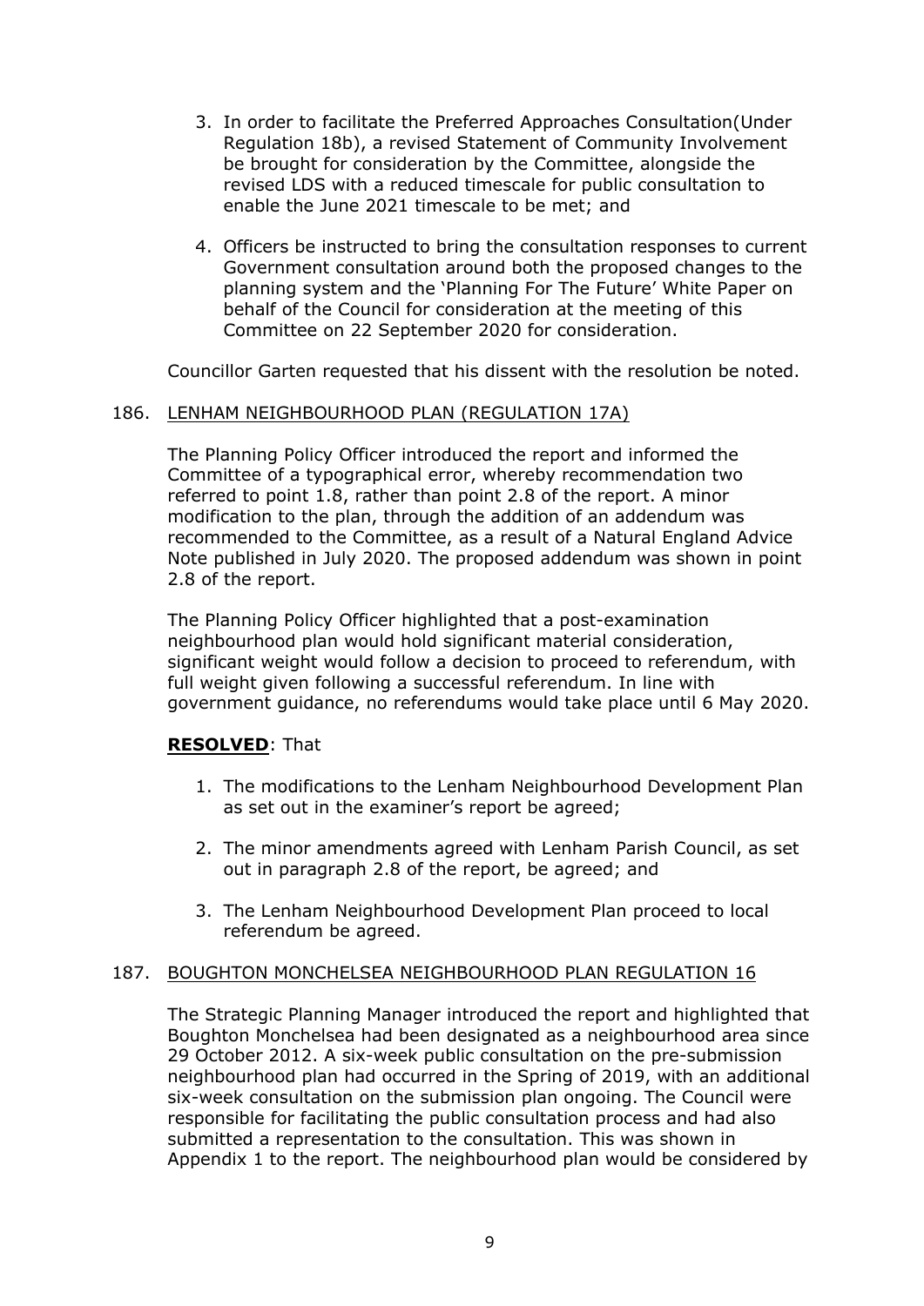3. In order to facilitate the Preferred Approaches Consultation(Under Regulation 18b), a revised Statement of Community Involvement be brought for consideration by the Committee, alongside the revised LDS with a reduced timescale for public consultation to enable the June 2021 timescale to be met; and

4. Officers be instructed to bring the consultation responses to current Government consultation around both the proposed changes to the planning system and the 'Planning For The Future' White Paper on behalf of the Council for consideration at the meeting of this Committee on 22 September 2020 for consideration.

Councillor Garten requested that his dissent with the resolution be noted.

186. LENHAM NEIGHBOURHOOD PLAN (REGULATION 17A)

The Planning Policy Officer introduced the report and informed the Committee of a typographical error, whereby recommendation two referred to point 1.8, rather than point 2.8 of the report. A minor modification to the plan, through the addition of an addendum was recommended to the Committee, as a result of a Natural England Advice Note published in July 2020. The proposed addendum was shown in point 2.8 of the report.

The Planning Policy Officer highlighted that a post-examination neighbourhood plan would hold significant material consideration, significant weight would follow a decision to proceed to referendum, with full weight given following a successful referendum. In line with government guidance, no referendums would take place until 6 May 2020.

**RESOLVED**: That

1. The modifications to the Lenham Neighbourhood Development Plan as set out in the examiner's report be agreed;

2. The minor amendments agreed with Lenham Parish Council, as set out in paragraph 2.8 of the report, be agreed; and

3. The Lenham Neighbourhood Development Plan proceed to local referendum be agreed.

187. BOUGHTON MONCHELSEA NEIGHBOURHOOD PLAN REGULATION 16

The Strategic Planning Manager introduced the report and highlighted that Boughton Monchelsea had been designated as a neighbourhood area since 29 October 2012. A six-week public consultation on the pre-submission neighbourhood plan had occurred in the Spring of 2019, with an additional six-week consultation on the submission plan ongoing. The Council were responsible for facilitating the public consultation process and had also submitted a representation to the consultation. This was shown in Appendix 1 to the report. The neighbourhood plan would be considered by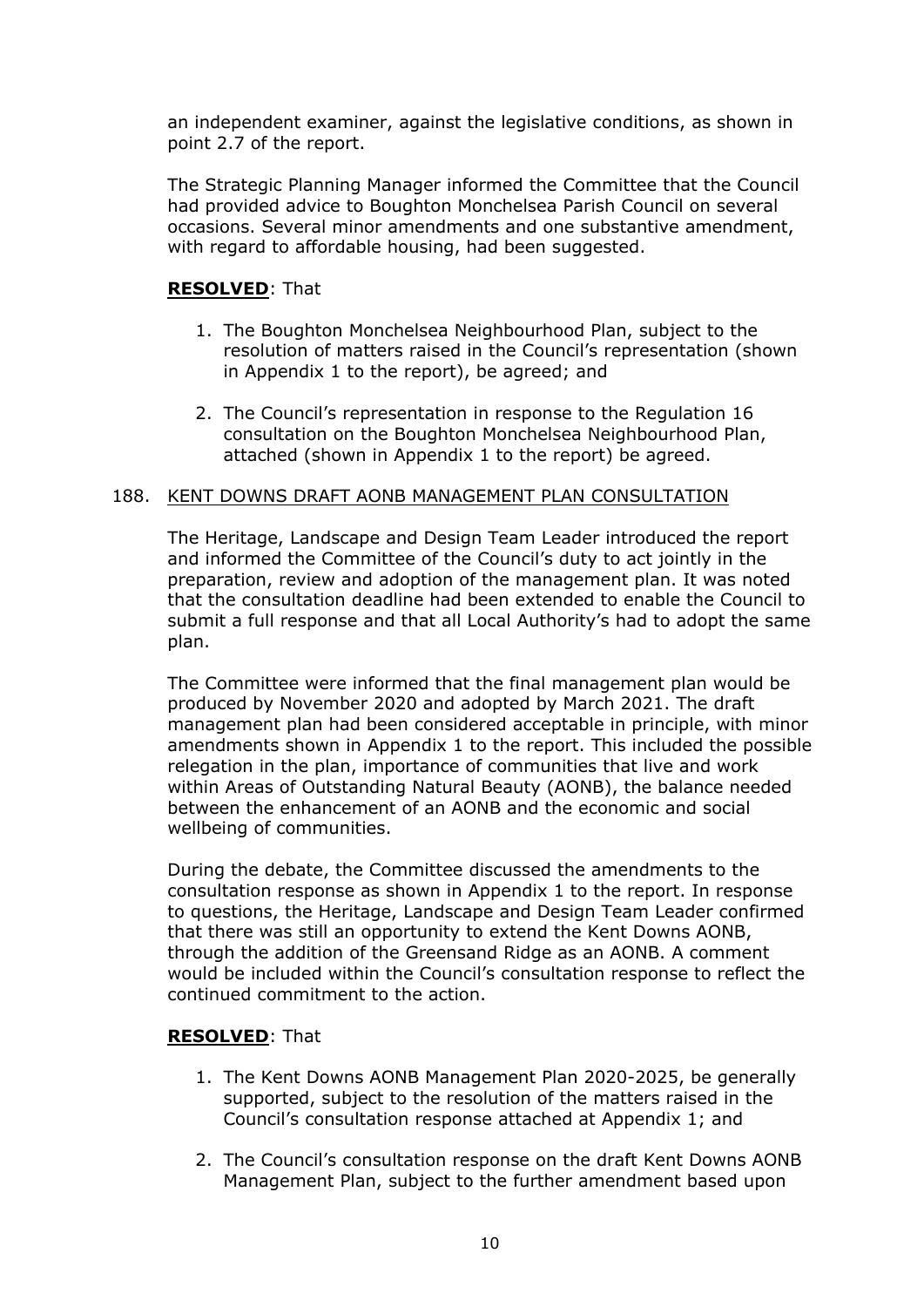an independent examiner, against the legislative conditions, as shown in point 2.7 of the report.

The Strategic Planning Manager informed the Committee that the Council had provided advice to Boughton Monchelsea Parish Council on several occasions. Several minor amendments and one substantive amendment, with regard to affordable housing, had been suggested.

**RESOLVED**: That

1. The Boughton Monchelsea Neighbourhood Plan, subject to the resolution of matters raised in the Council's representation (shown in Appendix 1 to the report), be agreed; and

2. The Council's representation in response to the Regulation 16 consultation on the Boughton Monchelsea Neighbourhood Plan, attached (shown in Appendix 1 to the report) be agreed.

188. KENT DOWNS DRAFT AONB MANAGEMENT PLAN CONSULTATION

The Heritage, Landscape and Design Team Leader introduced the report and informed the Committee of the Council's duty to act jointly in the preparation, review and adoption of the management plan. It was noted that the consultation deadline had been extended to enable the Council to submit a full response and that all Local Authority's had to adopt the same plan.

The Committee were informed that the final management plan would be produced by November 2020 and adopted by March 2021. The draft management plan had been considered acceptable in principle, with minor amendments shown in Appendix 1 to the report. This included the possible relegation in the plan, importance of communities that live and work within Areas of Outstanding Natural Beauty (AONB), the balance needed between the enhancement of an AONB and the economic and social wellbeing of communities.

During the debate, the Committee discussed the amendments to the consultation response as shown in Appendix 1 to the report. In response to questions, the Heritage, Landscape and Design Team Leader confirmed that there was still an opportunity to extend the Kent Downs AONB, through the addition of the Greensand Ridge as an AONB. A comment would be included within the Council's consultation response to reflect the continued commitment to the action.

**RESOLVED**: That

1. The Kent Downs AONB Management Plan 2020-2025, be generally supported, subject to the resolution of the matters raised in the Council's consultation response attached at Appendix 1; and

2. The Council's consultation response on the draft Kent Downs AONB Management Plan, subject to the further amendment based upon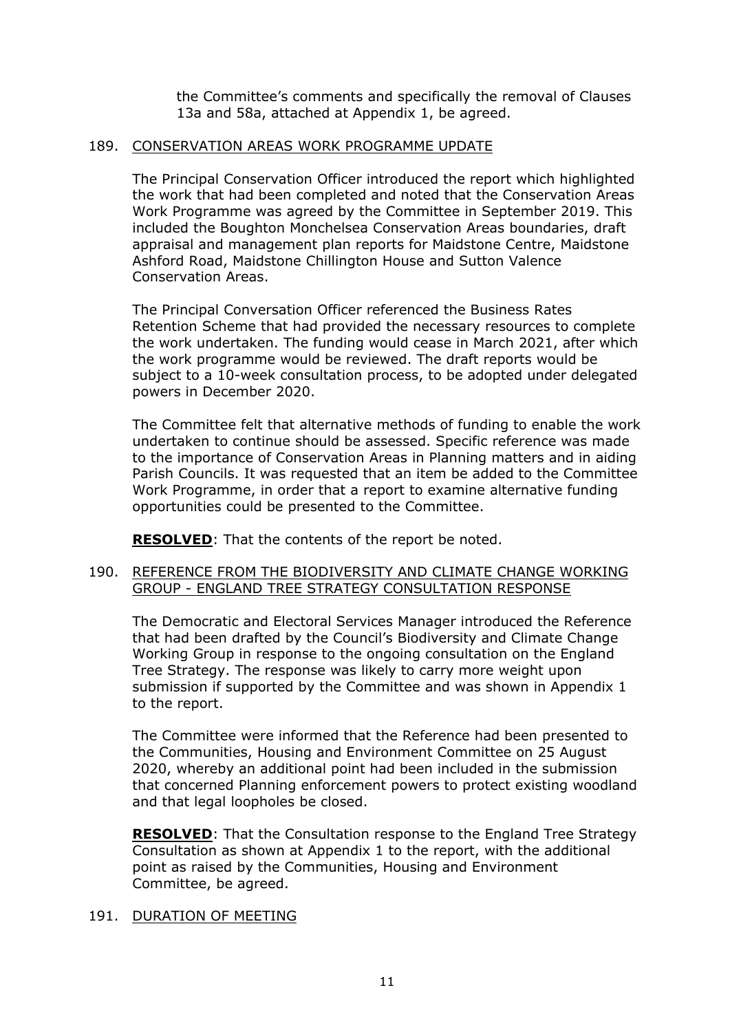the Committee's comments and specifically the removal of Clauses 13a and 58a, attached at Appendix 1, be agreed.

189. CONSERVATION AREAS WORK PROGRAMME UPDATE

The Principal Conservation Officer introduced the report which highlighted the work that had been completed and noted that the Conservation Areas Work Programme was agreed by the Committee in September 2019. This included the Boughton Monchelsea Conservation Areas boundaries, draft appraisal and management plan reports for Maidstone Centre, Maidstone Ashford Road, Maidstone Chillington House and Sutton Valence Conservation Areas.

The Principal Conversation Officer referenced the Business Rates Retention Scheme that had provided the necessary resources to complete the work undertaken. The funding would cease in March 2021, after which the work programme would be reviewed. The draft reports would be subject to a 10-week consultation process, to be adopted under delegated powers in December 2020.

The Committee felt that alternative methods of funding to enable the work undertaken to continue should be assessed. Specific reference was made to the importance of Conservation Areas in Planning matters and in aiding Parish Councils. It was requested that an item be added to the Committee Work Programme, in order that a report to examine alternative funding opportunities could be presented to the Committee.

**RESOLVED**: That the contents of the report be noted.

190. REFERENCE FROM THE BIODIVERSITY AND CLIMATE CHANGE WORKING GROUP - ENGLAND TREE STRATEGY CONSULTATION RESPONSE

The Democratic and Electoral Services Manager introduced the Reference that had been drafted by the Council's Biodiversity and Climate Change Working Group in response to the ongoing consultation on the England Tree Strategy. The response was likely to carry more weight upon submission if supported by the Committee and was shown in Appendix 1 to the report.

The Committee were informed that the Reference had been presented to the Communities, Housing and Environment Committee on 25 August 2020, whereby an additional point had been included in the submission that concerned Planning enforcement powers to protect existing woodland and that legal loopholes be closed.

**RESOLVED**: That the Consultation response to the England Tree Strategy Consultation as shown at Appendix 1 to the report, with the additional point as raised by the Communities, Housing and Environment Committee, be agreed.

191. DURATION OF MEETING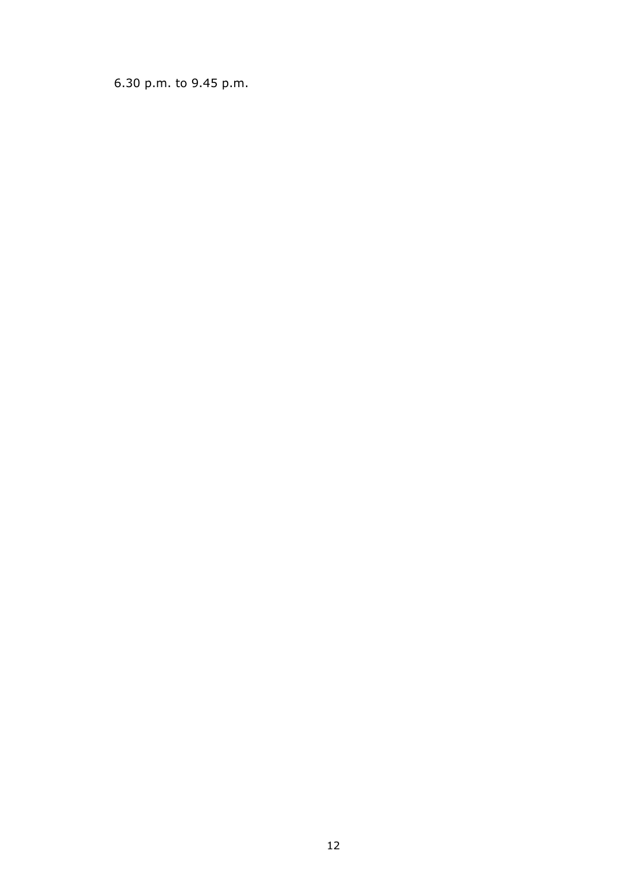6.30 p.m. to 9.45 p.m.